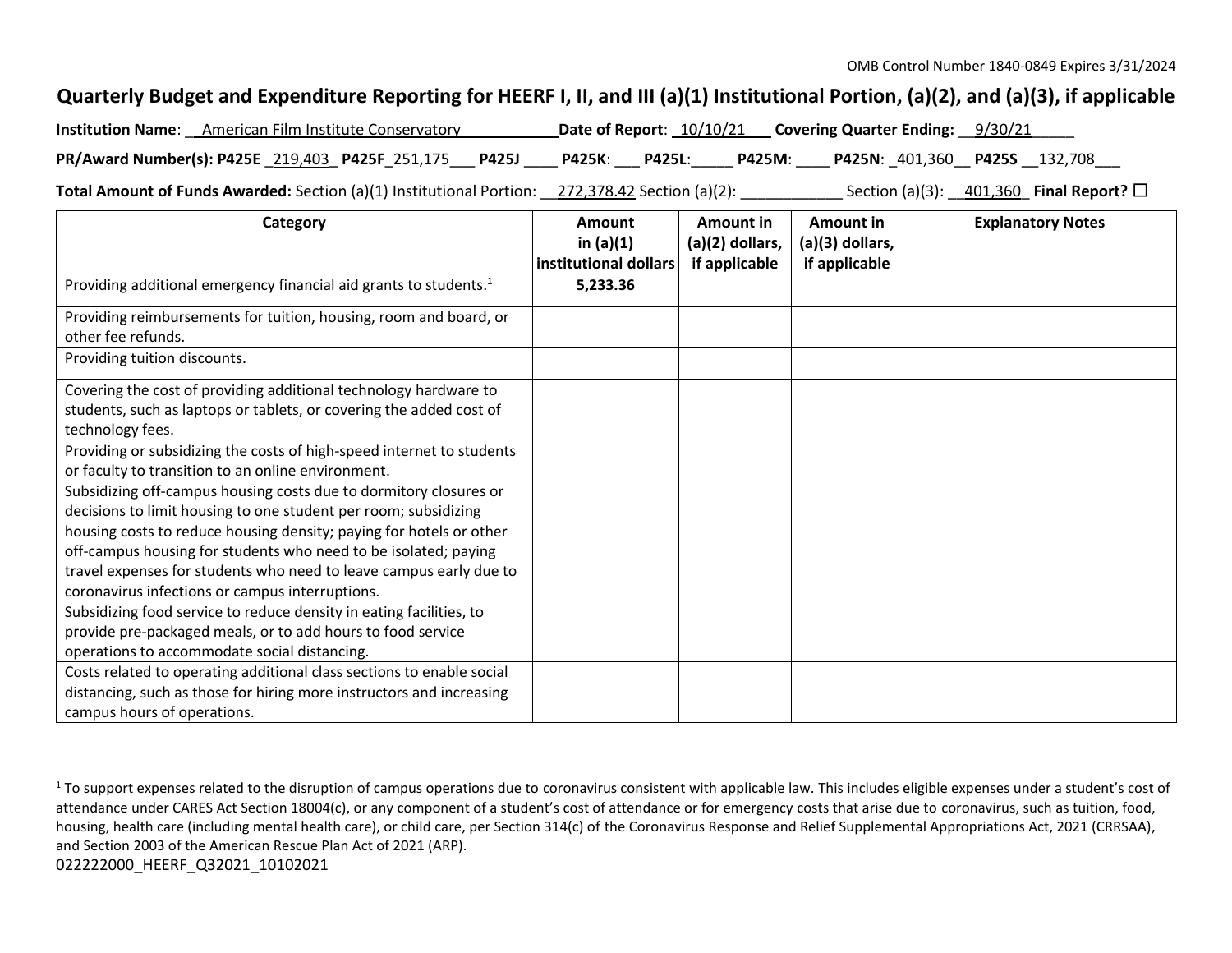OMB Control Number 1840-0849 Expires 3/31/2024

# Quarterly Budget and Expenditure Reporting for HEERF I, II, and III (a)(1) Institutional Portion, (a)(2), and (a)(3), if applicable

**Institution Name**: American Film Institute Conservatory **Date of Report**: 10/10/21 **Covering Quarter Ending:** 9/30/21

**PR/Award Number(s): P425E** 219,403 **P425F** 251,175 **P425J** ____ **P425K**: ___ **P425L**: _____ **P425M**: ____ **P425N**: 401,360 **P425S** 132,708

**Total Amount of Funds Awarded:** Section (a)(1) Institutional Portion: 272,378.42 Section (a)(2): ____________ Section (a)(3): 401,360 **Final Report?** ☐

| Category | Amount in (a)(1) institutional dollars | Amount in (a)(2) dollars, if applicable | Amount in (a)(3) dollars, if applicable | Explanatory Notes |
|---|---|---|---|---|
| Providing additional emergency financial aid grants to students.[1] | **5,233.36** | | | |
| Providing reimbursements for tuition, housing, room and board, or other fee refunds. | | | | |
| Providing tuition discounts. | | | | |
| Covering the cost of providing additional technology hardware to students, such as laptops or tablets, or covering the added cost of technology fees. | | | | |
| Providing or subsidizing the costs of high-speed internet to students or faculty to transition to an online environment. | | | | |
| Subsidizing off-campus housing costs due to dormitory closures or decisions to limit housing to one student per room; subsidizing housing costs to reduce housing density; paying for hotels or other off-campus housing for students who need to be isolated; paying travel expenses for students who need to leave campus early due to coronavirus infections or campus interruptions. | | | | |
| Subsidizing food service to reduce density in eating facilities, to provide pre-packaged meals, or to add hours to food service operations to accommodate social distancing. | | | | |
| Costs related to operating additional class sections to enable social distancing, such as those for hiring more instructors and increasing campus hours of operations. | | | | |

[1] To support expenses related to the disruption of campus operations due to coronavirus consistent with applicable law. This includes eligible expenses under a student's cost of attendance under CARES Act Section 18004(c), or any component of a student's cost of attendance or for emergency costs that arise due to coronavirus, such as tuition, food, housing, health care (including mental health care), or child care, per Section 314(c) of the Coronavirus Response and Relief Supplemental Appropriations Act, 2021 (CRRSAA), and Section 2003 of the American Rescue Plan Act of 2021 (ARP).

022222000_HEERF_Q32021_10102021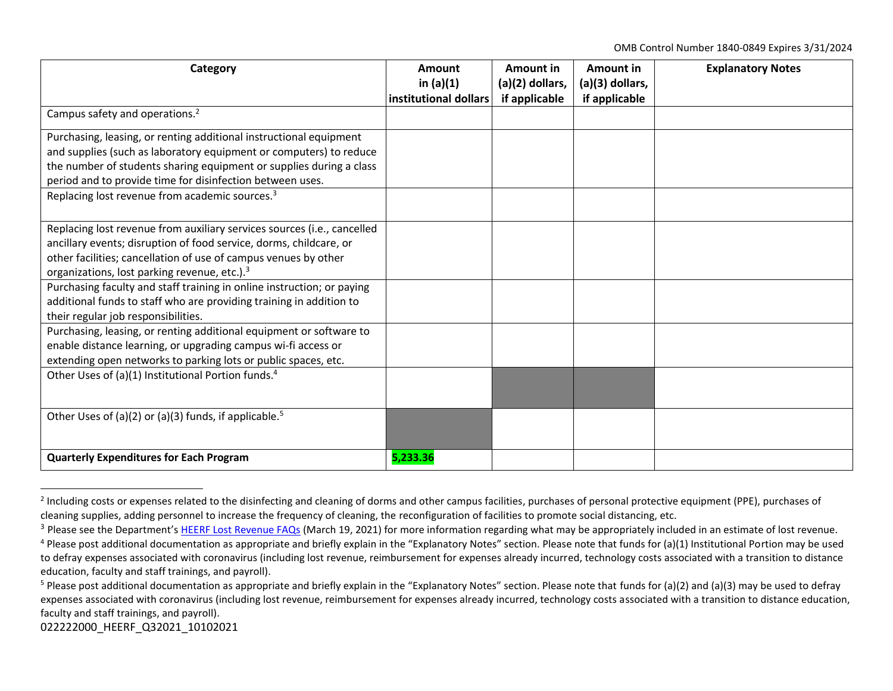| Category | Amount in (a)(1) institutional dollars | Amount in (a)(2) dollars, if applicable | Amount in (a)(3) dollars, if applicable | Explanatory Notes |
| --- | --- | --- | --- | --- |
| Campus safety and operations.[2] | | | | |
| Purchasing, leasing, or renting additional instructional equipment and supplies (such as laboratory equipment or computers) to reduce the number of students sharing equipment or supplies during a class period and to provide time for disinfection between uses. | | | | |
| Replacing lost revenue from academic sources.[3] | | | | |
| Replacing lost revenue from auxiliary services sources (i.e., cancelled ancillary events; disruption of food service, dorms, childcare, or other facilities; cancellation of use of campus venues by other organizations, lost parking revenue, etc.).[3] | | | | |
| Purchasing faculty and staff training in online instruction; or paying additional funds to staff who are providing training in addition to their regular job responsibilities. | | | | |
| Purchasing, leasing, or renting additional equipment or software to enable distance learning, or upgrading campus wi-fi access or extending open networks to parking lots or public spaces, etc. | | | | |
| Other Uses of (a)(1) Institutional Portion funds.[4] | | | | |
| Other Uses of (a)(2) or (a)(3) funds, if applicable.[5] | | | | |
| **Quarterly Expenditures for Each Program** | **5,233.36** | | | |

[2] Including costs or expenses related to the disinfecting and cleaning of dorms and other campus facilities, purchases of personal protective equipment (PPE), purchases of cleaning supplies, adding personnel to increase the frequency of cleaning, the reconfiguration of facilities to promote social distancing, etc.

[3] Please see the Department's [HEERF Lost Revenue FAQs](HEERF Lost Revenue FAQs) (March 19, 2021) for more information regarding what may be appropriately included in an estimate of lost revenue.

[4] Please post additional documentation as appropriate and briefly explain in the "Explanatory Notes" section. Please note that funds for (a)(1) Institutional Portion may be used to defray expenses associated with coronavirus (including lost revenue, reimbursement for expenses already incurred, technology costs associated with a transition to distance education, faculty and staff trainings, and payroll).

[5] Please post additional documentation as appropriate and briefly explain in the "Explanatory Notes" section. Please note that funds for (a)(2) and (a)(3) may be used to defray expenses associated with coronavirus (including lost revenue, reimbursement for expenses already incurred, technology costs associated with a transition to distance education, faculty and staff trainings, and payroll).

022222000_HEERF_Q32021_10102021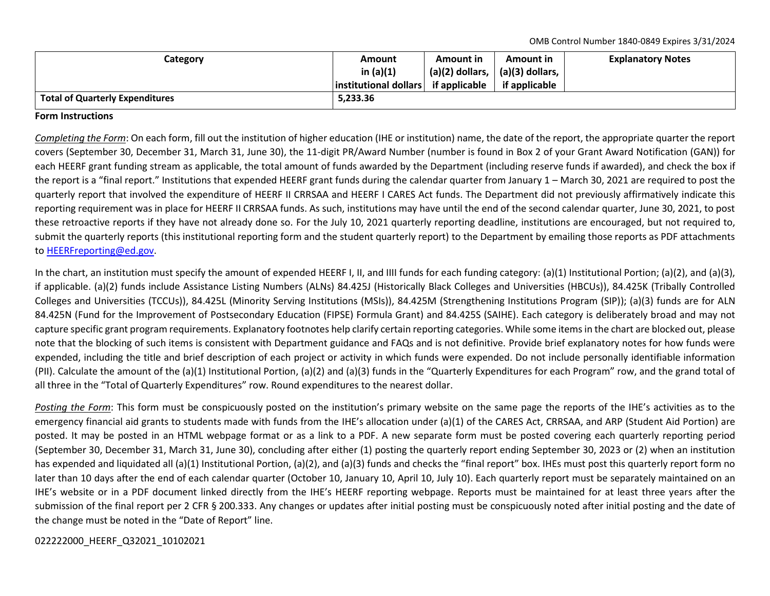OMB Control Number 1840-0849 Expires 3/31/2024

| Category | Amount in (a)(1) institutional dollars | Amount in (a)(2) dollars, if applicable | Amount in (a)(3) dollars, if applicable | Explanatory Notes |
| --- | --- | --- | --- | --- |
| **Total of Quarterly Expenditures** | **5,233.36** | | | |

**Form Instructions**

*Completing the Form*: On each form, fill out the institution of higher education (IHE or institution) name, the date of the report, the appropriate quarter the report covers (September 30, December 31, March 31, June 30), the 11-digit PR/Award Number (number is found in Box 2 of your Grant Award Notification (GAN)) for each HEERF grant funding stream as applicable, the total amount of funds awarded by the Department (including reserve funds if awarded), and check the box if the report is a "final report." Institutions that expended HEERF grant funds during the calendar quarter from January 1 – March 30, 2021 are required to post the quarterly report that involved the expenditure of HEERF II CRRSAA and HEERF I CARES Act funds. The Department did not previously affirmatively indicate this reporting requirement was in place for HEERF II CRRSAA funds. As such, institutions may have until the end of the second calendar quarter, June 30, 2021, to post these retroactive reports if they have not already done so. For the July 10, 2021 quarterly reporting deadline, institutions are encouraged, but not required to, submit the quarterly reports (this institutional reporting form and the student quarterly report) to the Department by emailing those reports as PDF attachments to HEERFreporting@ed.gov.

In the chart, an institution must specify the amount of expended HEERF I, II, and IIII funds for each funding category: (a)(1) Institutional Portion; (a)(2), and (a)(3), if applicable. (a)(2) funds include Assistance Listing Numbers (ALNs) 84.425J (Historically Black Colleges and Universities (HBCUs)), 84.425K (Tribally Controlled Colleges and Universities (TCCUs)), 84.425L (Minority Serving Institutions (MSIs)), 84.425M (Strengthening Institutions Program (SIP)); (a)(3) funds are for ALN 84.425N (Fund for the Improvement of Postsecondary Education (FIPSE) Formula Grant) and 84.425S (SAIHE). Each category is deliberately broad and may not capture specific grant program requirements. Explanatory footnotes help clarify certain reporting categories. While some items in the chart are blocked out, please note that the blocking of such items is consistent with Department guidance and FAQs and is not definitive. Provide brief explanatory notes for how funds were expended, including the title and brief description of each project or activity in which funds were expended. Do not include personally identifiable information (PII). Calculate the amount of the (a)(1) Institutional Portion, (a)(2) and (a)(3) funds in the "Quarterly Expenditures for each Program" row, and the grand total of all three in the "Total of Quarterly Expenditures" row. Round expenditures to the nearest dollar.

*Posting the Form*: This form must be conspicuously posted on the institution's primary website on the same page the reports of the IHE's activities as to the emergency financial aid grants to students made with funds from the IHE's allocation under (a)(1) of the CARES Act, CRRSAA, and ARP (Student Aid Portion) are posted. It may be posted in an HTML webpage format or as a link to a PDF. A new separate form must be posted covering each quarterly reporting period (September 30, December 31, March 31, June 30), concluding after either (1) posting the quarterly report ending September 30, 2023 or (2) when an institution has expended and liquidated all (a)(1) Institutional Portion, (a)(2), and (a)(3) funds and checks the "final report" box. IHEs must post this quarterly report form no later than 10 days after the end of each calendar quarter (October 10, January 10, April 10, July 10). Each quarterly report must be separately maintained on an IHE's website or in a PDF document linked directly from the IHE's HEERF reporting webpage. Reports must be maintained for at least three years after the submission of the final report per 2 CFR § 200.333. Any changes or updates after initial posting must be conspicuously noted after initial posting and the date of the change must be noted in the "Date of Report" line.

022222000_HEERF_Q32021_10102021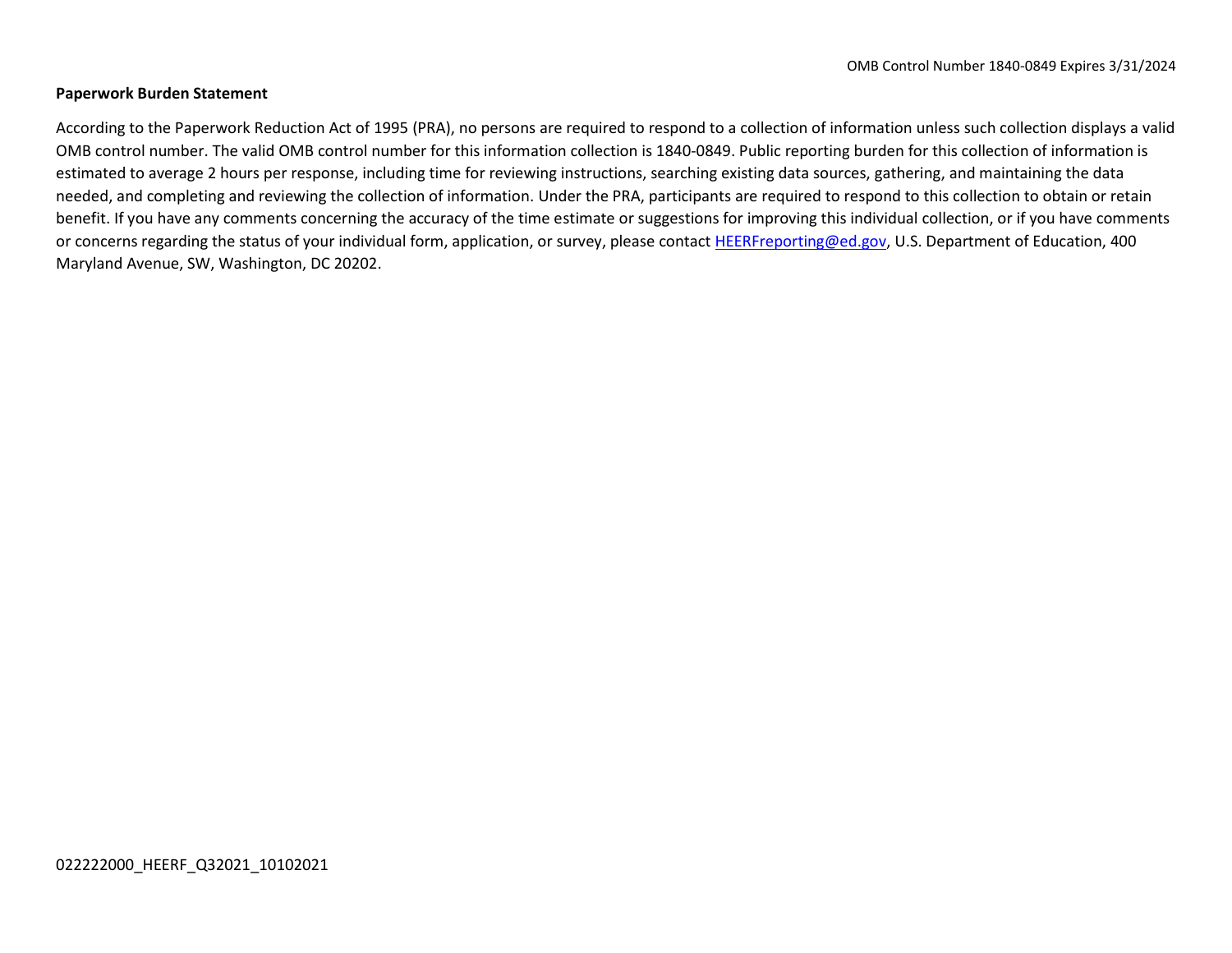OMB Control Number 1840-0849 Expires 3/31/2024

**Paperwork Burden Statement**

According to the Paperwork Reduction Act of 1995 (PRA), no persons are required to respond to a collection of information unless such collection displays a valid OMB control number. The valid OMB control number for this information collection is 1840-0849. Public reporting burden for this collection of information is estimated to average 2 hours per response, including time for reviewing instructions, searching existing data sources, gathering, and maintaining the data needed, and completing and reviewing the collection of information. Under the PRA, participants are required to respond to this collection to obtain or retain benefit. If you have any comments concerning the accuracy of the time estimate or suggestions for improving this individual collection, or if you have comments or concerns regarding the status of your individual form, application, or survey, please contact [HEERFreporting@ed.gov](mailto:HEERFreporting@ed.gov), U.S. Department of Education, 400 Maryland Avenue, SW, Washington, DC 20202.

022222000_HEERF_Q32021_10102021